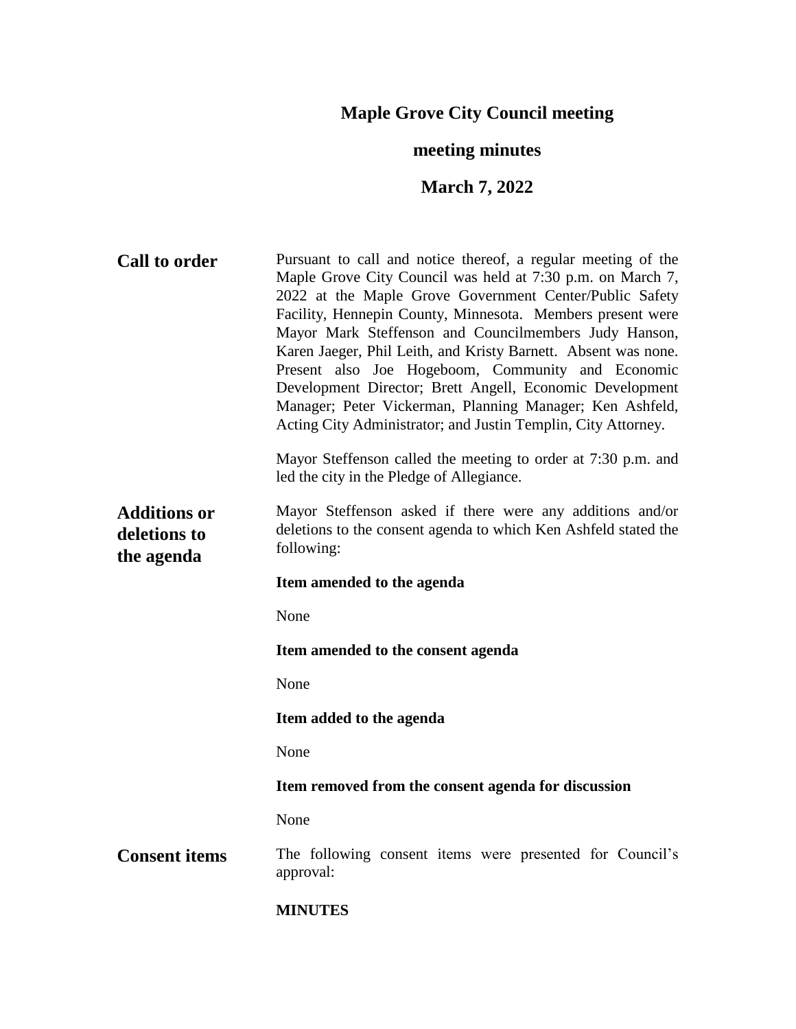# Maple Grove City Council meeting

## meeting minutes

## March 7, 2022

**Call to order**

Pursuant to call and notice thereof, a regular meeting of the Maple Grove City Council was held at 7:30 p.m. on March 7, 2022 at the Maple Grove Government Center/Public Safety Facility, Hennepin County, Minnesota. Members present were Mayor Mark Steffenson and Councilmembers Judy Hanson, Karen Jaeger, Phil Leith, and Kristy Barnett. Absent was none. Present also Joe Hogeboom, Community and Economic Development Director; Brett Angell, Economic Development Manager; Peter Vickerman, Planning Manager; Ken Ashfeld, Acting City Administrator; and Justin Templin, City Attorney.

Mayor Steffenson called the meeting to order at 7:30 p.m. and led the city in the Pledge of Allegiance.

**Additions or deletions to the agenda**

Mayor Steffenson asked if there were any additions and/or deletions to the consent agenda to which Ken Ashfeld stated the following:

**Item amended to the agenda**

None

**Item amended to the consent agenda**

None

**Item added to the agenda**

None

**Item removed from the consent agenda for discussion**

None

**Consent items**

The following consent items were presented for Council's approval:

**MINUTES**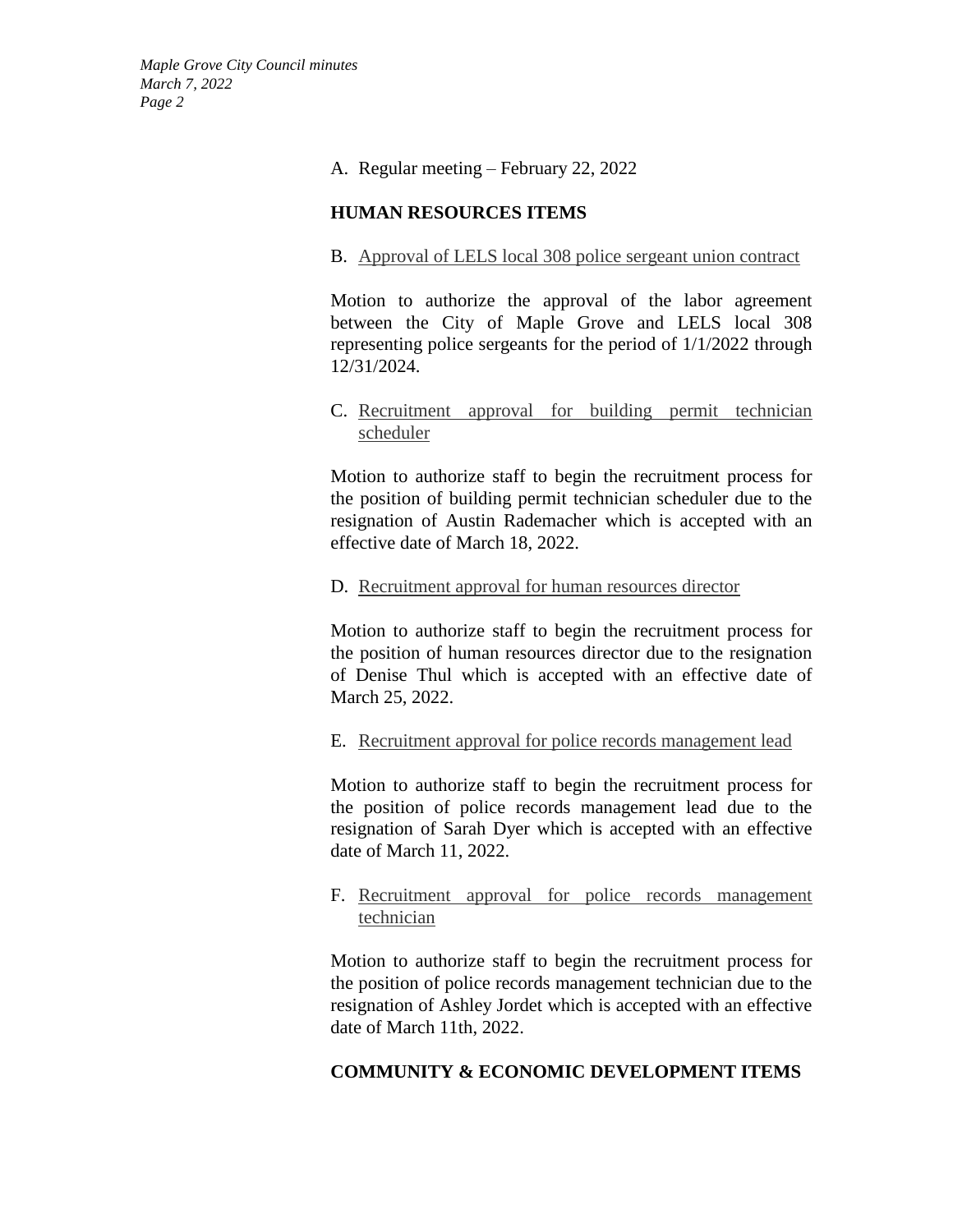A. Regular meeting – February 22, 2022

**HUMAN RESOURCES ITEMS**

B. Approval of LELS local 308 police sergeant union contract

Motion to authorize the approval of the labor agreement between the City of Maple Grove and LELS local 308 representing police sergeants for the period of 1/1/2022 through 12/31/2024.

C. Recruitment approval for building permit technician scheduler

Motion to authorize staff to begin the recruitment process for the position of building permit technician scheduler due to the resignation of Austin Rademacher which is accepted with an effective date of March 18, 2022.

D. Recruitment approval for human resources director

Motion to authorize staff to begin the recruitment process for the position of human resources director due to the resignation of Denise Thul which is accepted with an effective date of March 25, 2022.

E. Recruitment approval for police records management lead

Motion to authorize staff to begin the recruitment process for the position of police records management lead due to the resignation of Sarah Dyer which is accepted with an effective date of March 11, 2022.

F. Recruitment approval for police records management technician

Motion to authorize staff to begin the recruitment process for the position of police records management technician due to the resignation of Ashley Jordet which is accepted with an effective date of March 11th, 2022.

**COMMUNITY & ECONOMIC DEVELOPMENT ITEMS**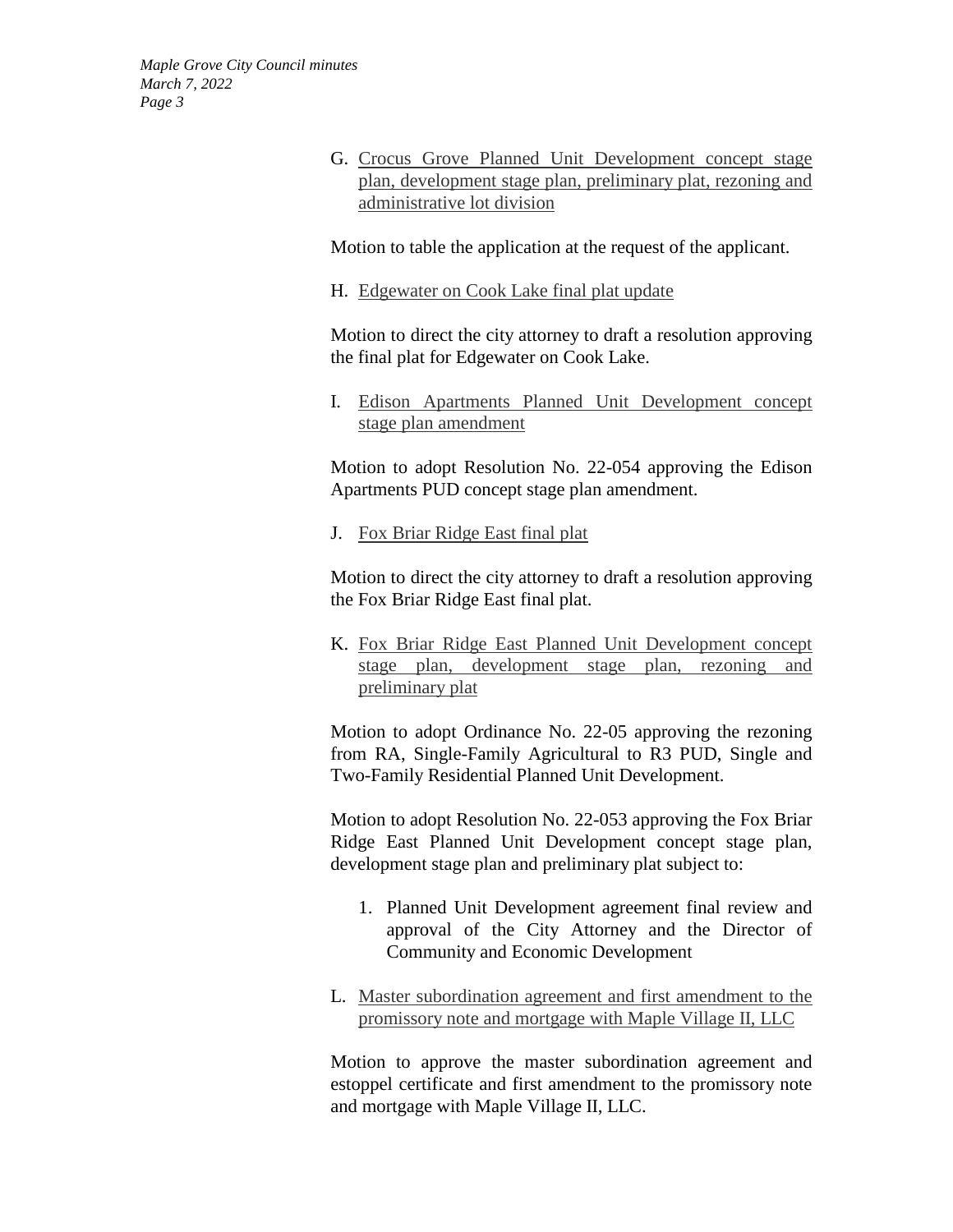G. Crocus Grove Planned Unit Development concept stage plan, development stage plan, preliminary plat, rezoning and administrative lot division

Motion to table the application at the request of the applicant.

H. Edgewater on Cook Lake final plat update

Motion to direct the city attorney to draft a resolution approving the final plat for Edgewater on Cook Lake.

I. Edison Apartments Planned Unit Development concept stage plan amendment

Motion to adopt Resolution No. 22-054 approving the Edison Apartments PUD concept stage plan amendment.

J. Fox Briar Ridge East final plat

Motion to direct the city attorney to draft a resolution approving the Fox Briar Ridge East final plat.

K. Fox Briar Ridge East Planned Unit Development concept stage plan, development stage plan, rezoning and preliminary plat

Motion to adopt Ordinance No. 22-05 approving the rezoning from RA, Single-Family Agricultural to R3 PUD, Single and Two-Family Residential Planned Unit Development.

Motion to adopt Resolution No. 22-053 approving the Fox Briar Ridge East Planned Unit Development concept stage plan, development stage plan and preliminary plat subject to:

1. Planned Unit Development agreement final review and approval of the City Attorney and the Director of Community and Economic Development

L. Master subordination agreement and first amendment to the promissory note and mortgage with Maple Village II, LLC

Motion to approve the master subordination agreement and estoppel certificate and first amendment to the promissory note and mortgage with Maple Village II, LLC.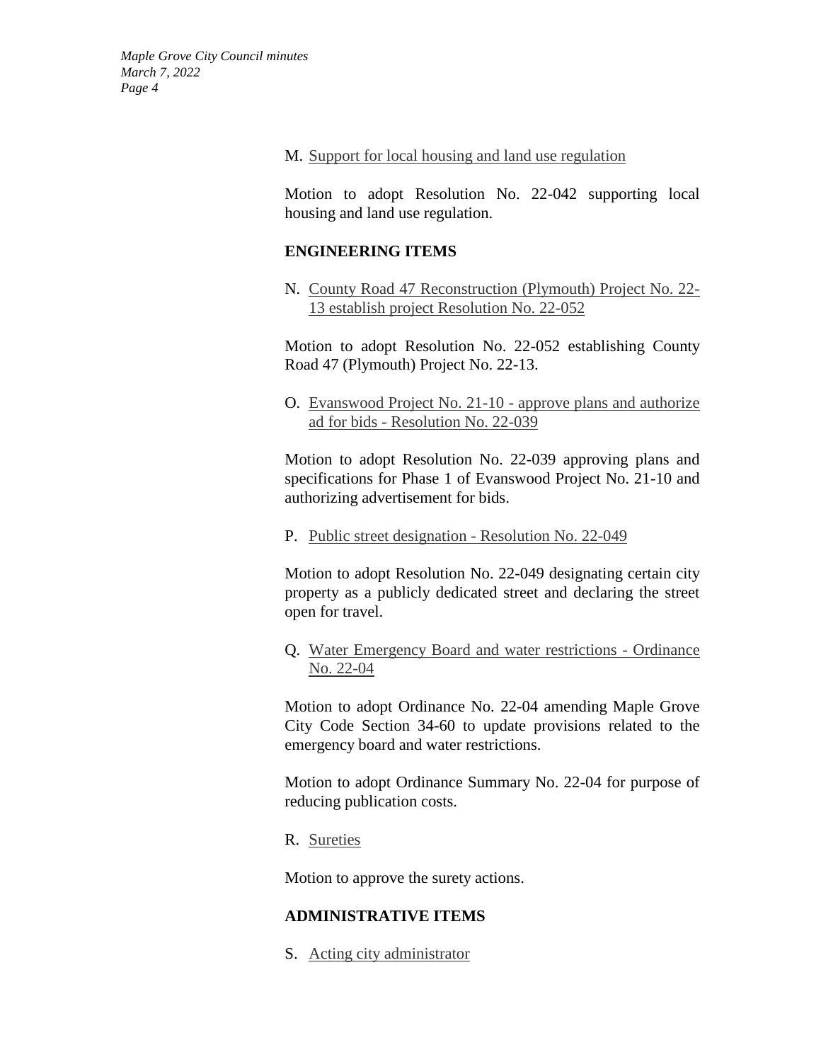M. Support for local housing and land use regulation

Motion to adopt Resolution No. 22-042 supporting local housing and land use regulation.

**ENGINEERING ITEMS**

N. County Road 47 Reconstruction (Plymouth) Project No. 22-13 establish project Resolution No. 22-052

Motion to adopt Resolution No. 22-052 establishing County Road 47 (Plymouth) Project No. 22-13.

O. Evanswood Project No. 21-10 - approve plans and authorize ad for bids - Resolution No. 22-039

Motion to adopt Resolution No. 22-039 approving plans and specifications for Phase 1 of Evanswood Project No. 21-10 and authorizing advertisement for bids.

P. Public street designation - Resolution No. 22-049

Motion to adopt Resolution No. 22-049 designating certain city property as a publicly dedicated street and declaring the street open for travel.

Q. Water Emergency Board and water restrictions - Ordinance No. 22-04

Motion to adopt Ordinance No. 22-04 amending Maple Grove City Code Section 34-60 to update provisions related to the emergency board and water restrictions.

Motion to adopt Ordinance Summary No. 22-04 for purpose of reducing publication costs.

R. Sureties

Motion to approve the surety actions.

**ADMINISTRATIVE ITEMS**

S. Acting city administrator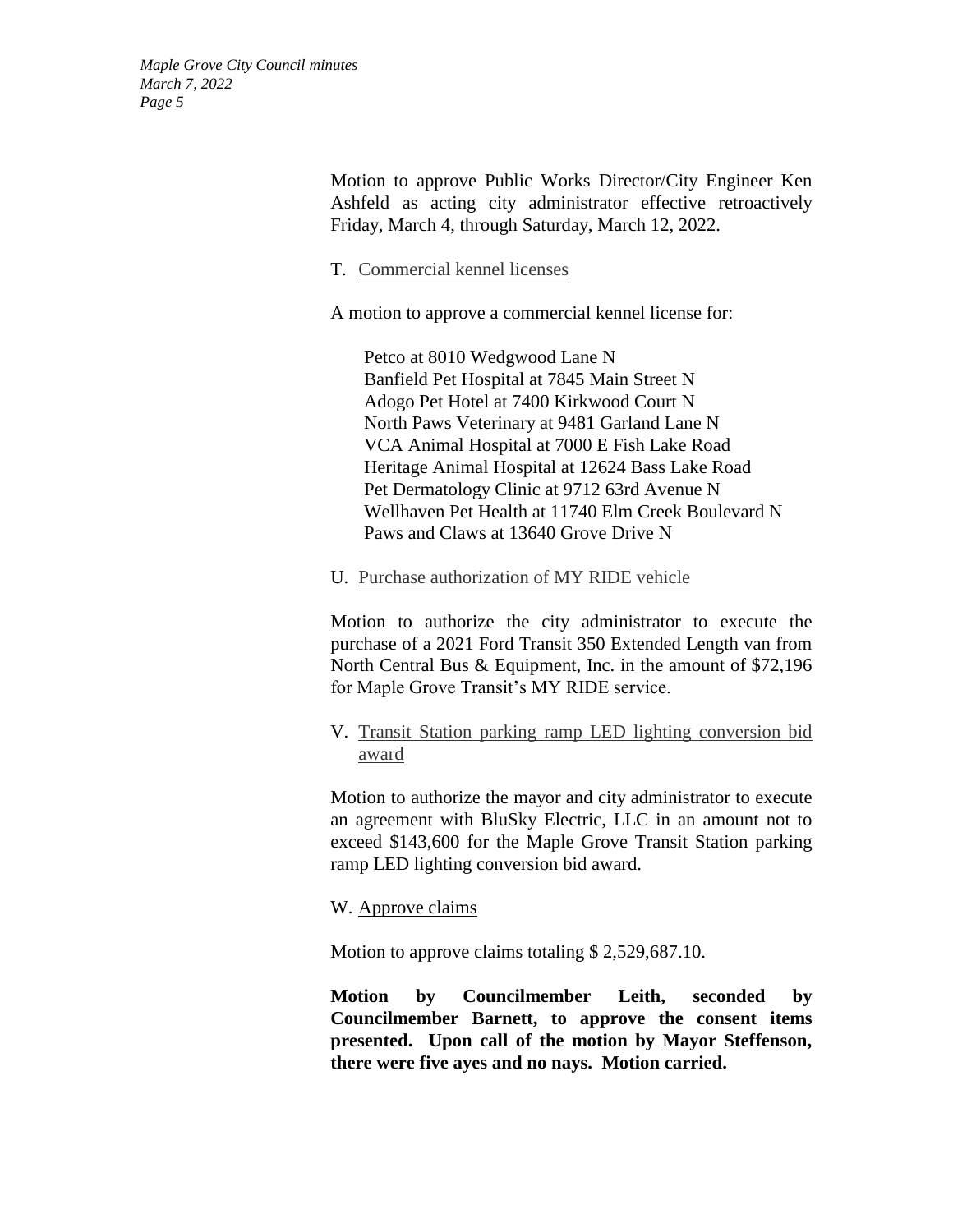Motion to approve Public Works Director/City Engineer Ken Ashfeld as acting city administrator effective retroactively Friday, March 4, through Saturday, March 12, 2022.

T. Commercial kennel licenses

A motion to approve a commercial kennel license for:

Petco at 8010 Wedgwood Lane N
Banfield Pet Hospital at 7845 Main Street N
Adogo Pet Hotel at 7400 Kirkwood Court N
North Paws Veterinary at 9481 Garland Lane N
VCA Animal Hospital at 7000 E Fish Lake Road
Heritage Animal Hospital at 12624 Bass Lake Road
Pet Dermatology Clinic at 9712 63rd Avenue N
Wellhaven Pet Health at 11740 Elm Creek Boulevard N
Paws and Claws at 13640 Grove Drive N

U. Purchase authorization of MY RIDE vehicle

Motion to authorize the city administrator to execute the purchase of a 2021 Ford Transit 350 Extended Length van from North Central Bus & Equipment, Inc. in the amount of $72,196 for Maple Grove Transit's MY RIDE service.

V. Transit Station parking ramp LED lighting conversion bid award

Motion to authorize the mayor and city administrator to execute an agreement with BluSky Electric, LLC in an amount not to exceed $143,600 for the Maple Grove Transit Station parking ramp LED lighting conversion bid award.

W. Approve claims

Motion to approve claims totaling $ 2,529,687.10.

**Motion by Councilmember Leith, seconded by Councilmember Barnett, to approve the consent items presented. Upon call of the motion by Mayor Steffenson, there were five ayes and no nays. Motion carried.**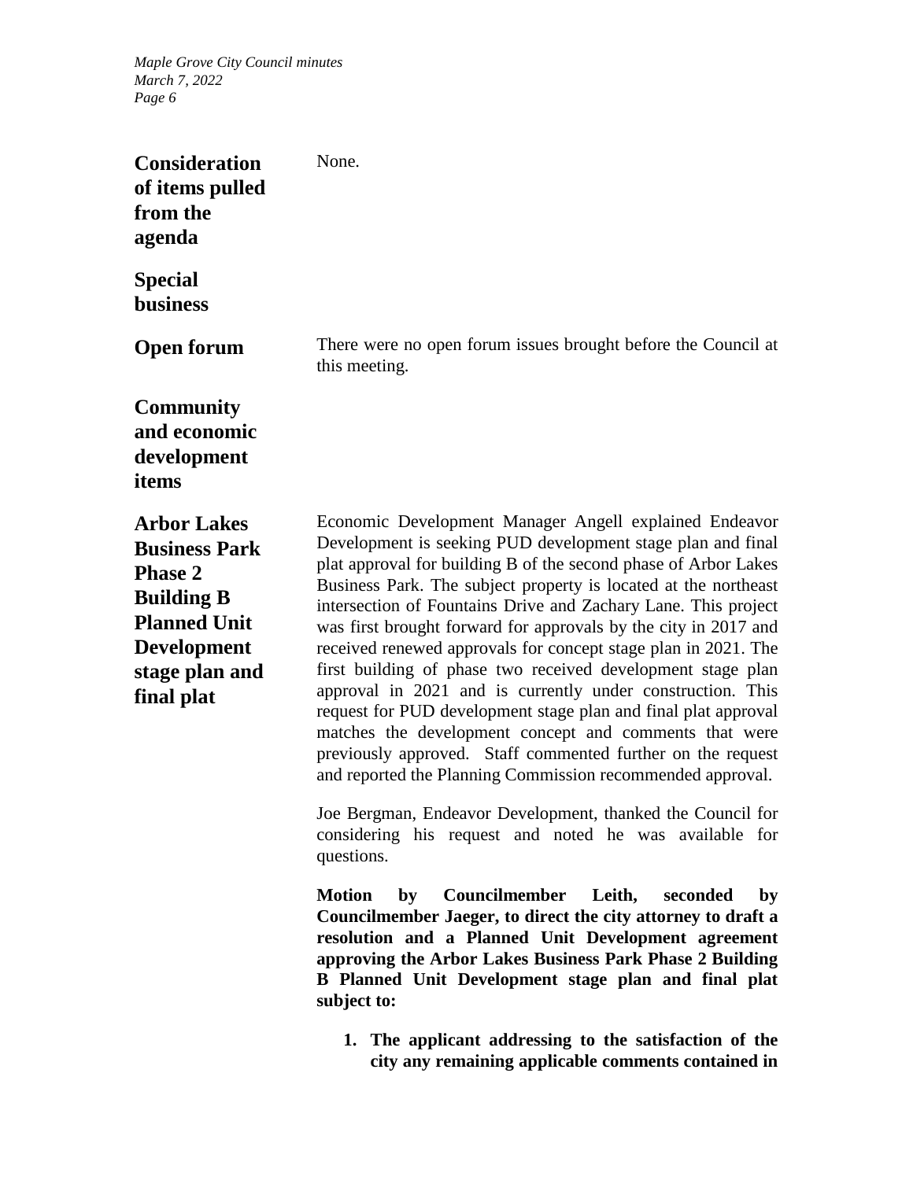**Consideration of items pulled from the agenda**

None.

**Special business**

**Open forum**

There were no open forum issues brought before the Council at this meeting.

**Community and economic development items**

**Arbor Lakes Business Park Phase 2 Building B Planned Unit Development stage plan and final plat**

Economic Development Manager Angell explained Endeavor Development is seeking PUD development stage plan and final plat approval for building B of the second phase of Arbor Lakes Business Park. The subject property is located at the northeast intersection of Fountains Drive and Zachary Lane. This project was first brought forward for approvals by the city in 2017 and received renewed approvals for concept stage plan in 2021. The first building of phase two received development stage plan approval in 2021 and is currently under construction. This request for PUD development stage plan and final plat approval matches the development concept and comments that were previously approved. Staff commented further on the request and reported the Planning Commission recommended approval.

Joe Bergman, Endeavor Development, thanked the Council for considering his request and noted he was available for questions.

**Motion by Councilmember Leith, seconded by Councilmember Jaeger, to direct the city attorney to draft a resolution and a Planned Unit Development agreement approving the Arbor Lakes Business Park Phase 2 Building B Planned Unit Development stage plan and final plat subject to:**

1. **The applicant addressing to the satisfaction of the city any remaining applicable comments contained in**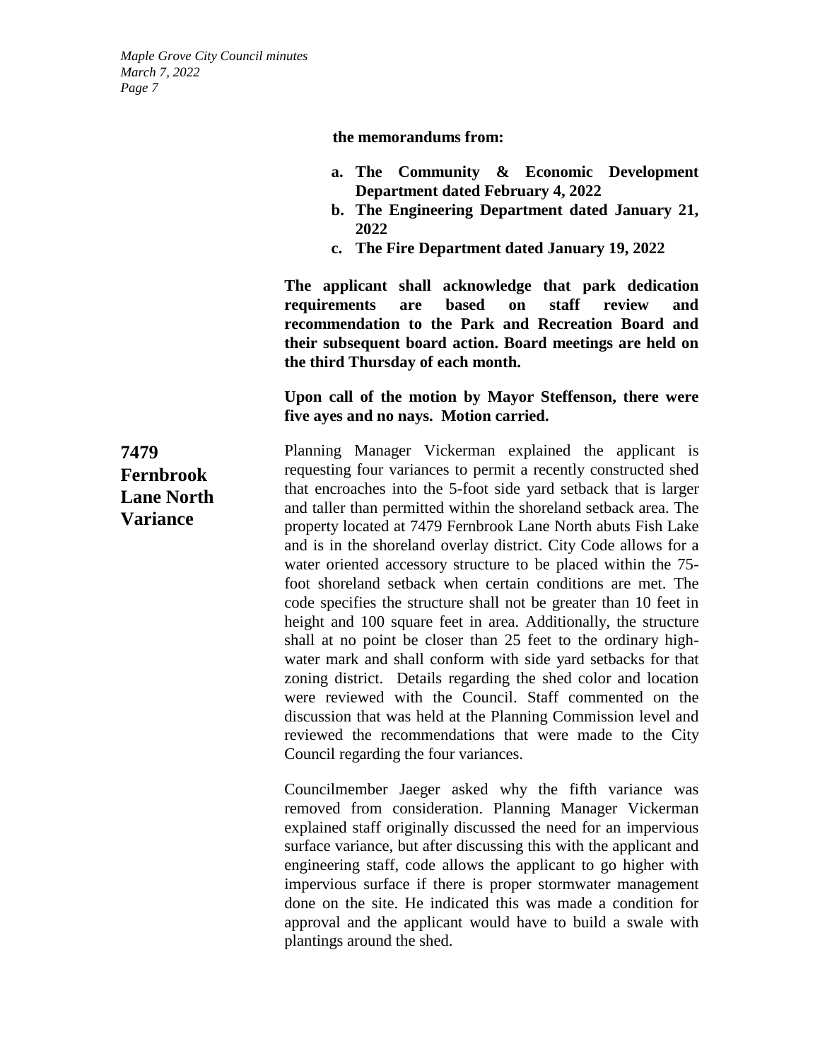**the memorandums from:**

**a. The Community & Economic Development Department dated February 4, 2022**
**b. The Engineering Department dated January 21, 2022**
**c. The Fire Department dated January 19, 2022**

**The applicant shall acknowledge that park dedication requirements are based on staff review and recommendation to the Park and Recreation Board and their subsequent board action. Board meetings are held on the third Thursday of each month.**

**Upon call of the motion by Mayor Steffenson, there were five ayes and no nays. Motion carried.**

## 7479 Fernbrook Lane North Variance

Planning Manager Vickerman explained the applicant is requesting four variances to permit a recently constructed shed that encroaches into the 5-foot side yard setback that is larger and taller than permitted within the shoreland setback area. The property located at 7479 Fernbrook Lane North abuts Fish Lake and is in the shoreland overlay district. City Code allows for a water oriented accessory structure to be placed within the 75-foot shoreland setback when certain conditions are met. The code specifies the structure shall not be greater than 10 feet in height and 100 square feet in area. Additionally, the structure shall at no point be closer than 25 feet to the ordinary high-water mark and shall conform with side yard setbacks for that zoning district. Details regarding the shed color and location were reviewed with the Council. Staff commented on the discussion that was held at the Planning Commission level and reviewed the recommendations that were made to the City Council regarding the four variances.

Councilmember Jaeger asked why the fifth variance was removed from consideration. Planning Manager Vickerman explained staff originally discussed the need for an impervious surface variance, but after discussing this with the applicant and engineering staff, code allows the applicant to go higher with impervious surface if there is proper stormwater management done on the site. He indicated this was made a condition for approval and the applicant would have to build a swale with plantings around the shed.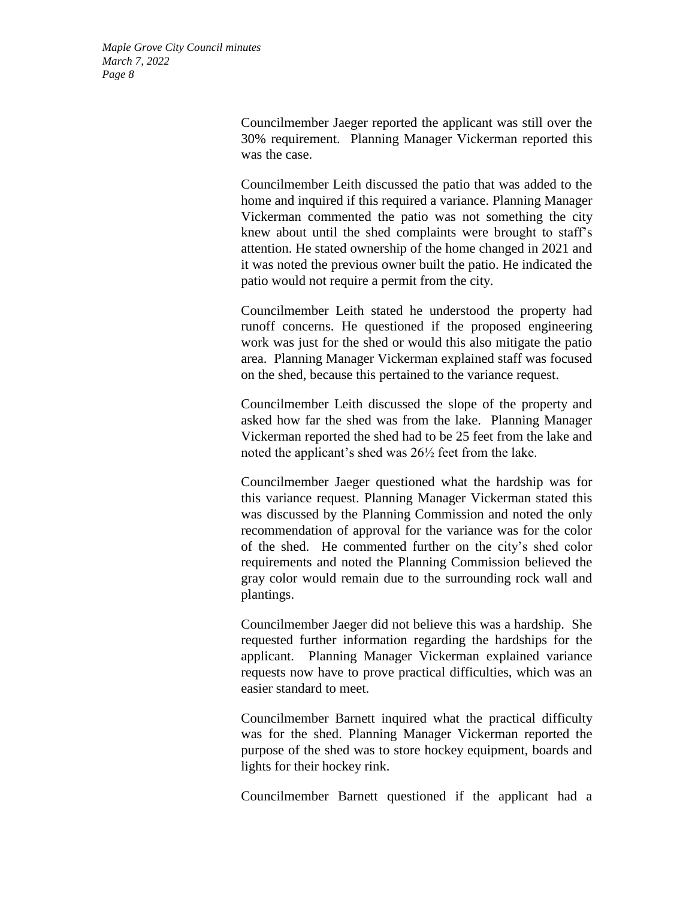Councilmember Jaeger reported the applicant was still over the 30% requirement. Planning Manager Vickerman reported this was the case.

Councilmember Leith discussed the patio that was added to the home and inquired if this required a variance. Planning Manager Vickerman commented the patio was not something the city knew about until the shed complaints were brought to staff's attention. He stated ownership of the home changed in 2021 and it was noted the previous owner built the patio. He indicated the patio would not require a permit from the city.

Councilmember Leith stated he understood the property had runoff concerns. He questioned if the proposed engineering work was just for the shed or would this also mitigate the patio area. Planning Manager Vickerman explained staff was focused on the shed, because this pertained to the variance request.

Councilmember Leith discussed the slope of the property and asked how far the shed was from the lake. Planning Manager Vickerman reported the shed had to be 25 feet from the lake and noted the applicant's shed was 26½ feet from the lake.

Councilmember Jaeger questioned what the hardship was for this variance request. Planning Manager Vickerman stated this was discussed by the Planning Commission and noted the only recommendation of approval for the variance was for the color of the shed. He commented further on the city's shed color requirements and noted the Planning Commission believed the gray color would remain due to the surrounding rock wall and plantings.

Councilmember Jaeger did not believe this was a hardship. She requested further information regarding the hardships for the applicant. Planning Manager Vickerman explained variance requests now have to prove practical difficulties, which was an easier standard to meet.

Councilmember Barnett inquired what the practical difficulty was for the shed. Planning Manager Vickerman reported the purpose of the shed was to store hockey equipment, boards and lights for their hockey rink.

Councilmember Barnett questioned if the applicant had a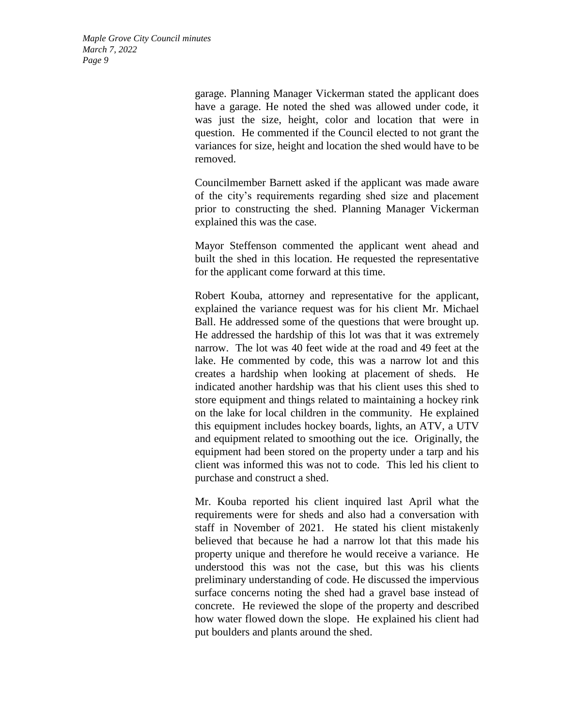garage. Planning Manager Vickerman stated the applicant does have a garage. He noted the shed was allowed under code, it was just the size, height, color and location that were in question. He commented if the Council elected to not grant the variances for size, height and location the shed would have to be removed.

Councilmember Barnett asked if the applicant was made aware of the city's requirements regarding shed size and placement prior to constructing the shed. Planning Manager Vickerman explained this was the case.

Mayor Steffenson commented the applicant went ahead and built the shed in this location. He requested the representative for the applicant come forward at this time.

Robert Kouba, attorney and representative for the applicant, explained the variance request was for his client Mr. Michael Ball. He addressed some of the questions that were brought up. He addressed the hardship of this lot was that it was extremely narrow. The lot was 40 feet wide at the road and 49 feet at the lake. He commented by code, this was a narrow lot and this creates a hardship when looking at placement of sheds. He indicated another hardship was that his client uses this shed to store equipment and things related to maintaining a hockey rink on the lake for local children in the community. He explained this equipment includes hockey boards, lights, an ATV, a UTV and equipment related to smoothing out the ice. Originally, the equipment had been stored on the property under a tarp and his client was informed this was not to code. This led his client to purchase and construct a shed.

Mr. Kouba reported his client inquired last April what the requirements were for sheds and also had a conversation with staff in November of 2021. He stated his client mistakenly believed that because he had a narrow lot that this made his property unique and therefore he would receive a variance. He understood this was not the case, but this was his clients preliminary understanding of code. He discussed the impervious surface concerns noting the shed had a gravel base instead of concrete. He reviewed the slope of the property and described how water flowed down the slope. He explained his client had put boulders and plants around the shed.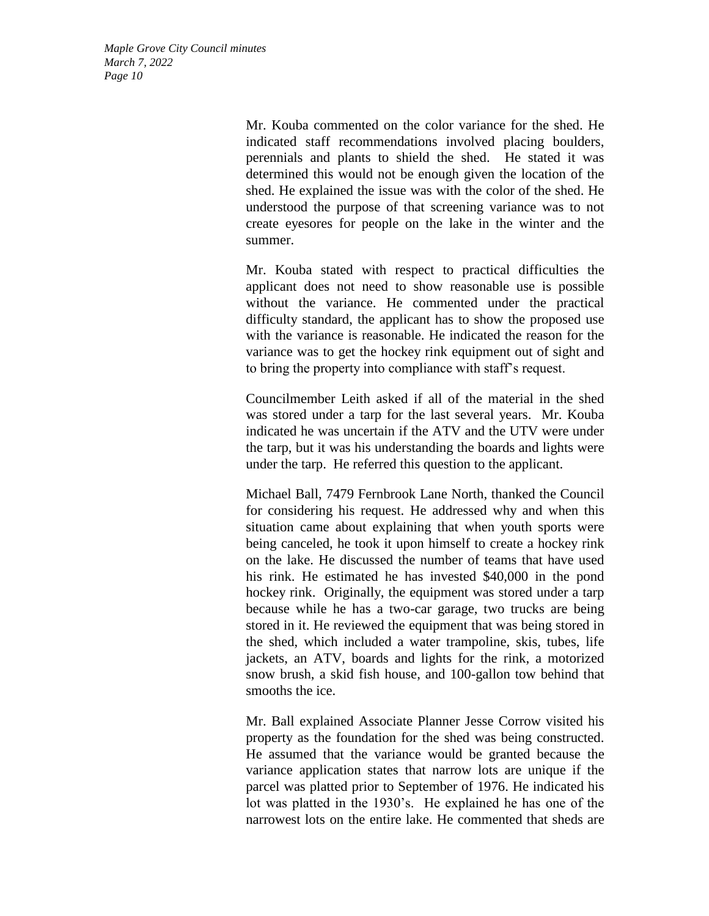Mr. Kouba commented on the color variance for the shed. He indicated staff recommendations involved placing boulders, perennials and plants to shield the shed. He stated it was determined this would not be enough given the location of the shed. He explained the issue was with the color of the shed. He understood the purpose of that screening variance was to not create eyesores for people on the lake in the winter and the summer.

Mr. Kouba stated with respect to practical difficulties the applicant does not need to show reasonable use is possible without the variance. He commented under the practical difficulty standard, the applicant has to show the proposed use with the variance is reasonable. He indicated the reason for the variance was to get the hockey rink equipment out of sight and to bring the property into compliance with staff's request.

Councilmember Leith asked if all of the material in the shed was stored under a tarp for the last several years. Mr. Kouba indicated he was uncertain if the ATV and the UTV were under the tarp, but it was his understanding the boards and lights were under the tarp. He referred this question to the applicant.

Michael Ball, 7479 Fernbrook Lane North, thanked the Council for considering his request. He addressed why and when this situation came about explaining that when youth sports were being canceled, he took it upon himself to create a hockey rink on the lake. He discussed the number of teams that have used his rink. He estimated he has invested $40,000 in the pond hockey rink. Originally, the equipment was stored under a tarp because while he has a two-car garage, two trucks are being stored in it. He reviewed the equipment that was being stored in the shed, which included a water trampoline, skis, tubes, life jackets, an ATV, boards and lights for the rink, a motorized snow brush, a skid fish house, and 100-gallon tow behind that smooths the ice.

Mr. Ball explained Associate Planner Jesse Corrow visited his property as the foundation for the shed was being constructed. He assumed that the variance would be granted because the variance application states that narrow lots are unique if the parcel was platted prior to September of 1976. He indicated his lot was platted in the 1930's. He explained he has one of the narrowest lots on the entire lake. He commented that sheds are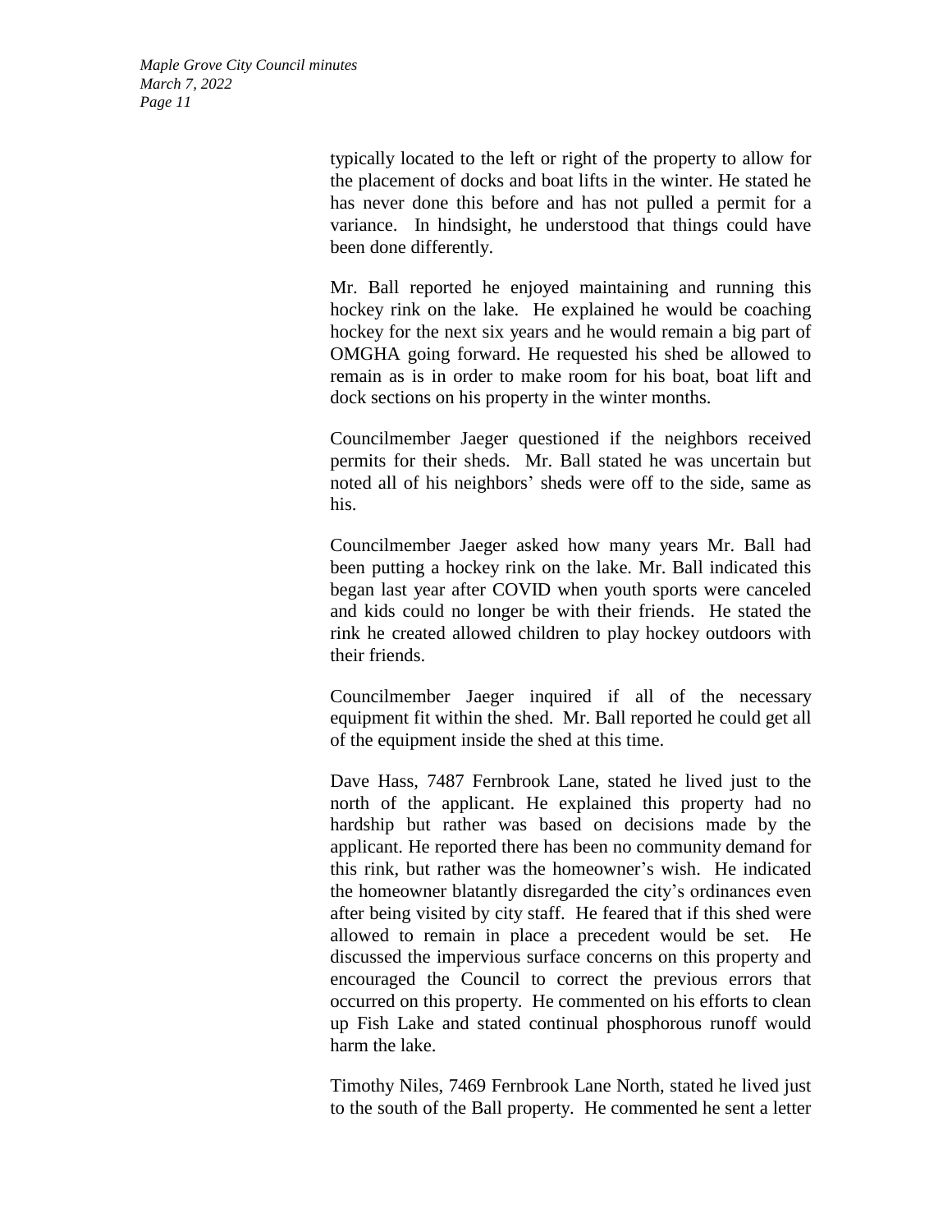typically located to the left or right of the property to allow for the placement of docks and boat lifts in the winter. He stated he has never done this before and has not pulled a permit for a variance. In hindsight, he understood that things could have been done differently.

Mr. Ball reported he enjoyed maintaining and running this hockey rink on the lake. He explained he would be coaching hockey for the next six years and he would remain a big part of OMGHA going forward. He requested his shed be allowed to remain as is in order to make room for his boat, boat lift and dock sections on his property in the winter months.

Councilmember Jaeger questioned if the neighbors received permits for their sheds. Mr. Ball stated he was uncertain but noted all of his neighbors' sheds were off to the side, same as his.

Councilmember Jaeger asked how many years Mr. Ball had been putting a hockey rink on the lake. Mr. Ball indicated this began last year after COVID when youth sports were canceled and kids could no longer be with their friends. He stated the rink he created allowed children to play hockey outdoors with their friends.

Councilmember Jaeger inquired if all of the necessary equipment fit within the shed. Mr. Ball reported he could get all of the equipment inside the shed at this time.

Dave Hass, 7487 Fernbrook Lane, stated he lived just to the north of the applicant. He explained this property had no hardship but rather was based on decisions made by the applicant. He reported there has been no community demand for this rink, but rather was the homeowner's wish. He indicated the homeowner blatantly disregarded the city's ordinances even after being visited by city staff. He feared that if this shed were allowed to remain in place a precedent would be set. He discussed the impervious surface concerns on this property and encouraged the Council to correct the previous errors that occurred on this property. He commented on his efforts to clean up Fish Lake and stated continual phosphorous runoff would harm the lake.

Timothy Niles, 7469 Fernbrook Lane North, stated he lived just to the south of the Ball property. He commented he sent a letter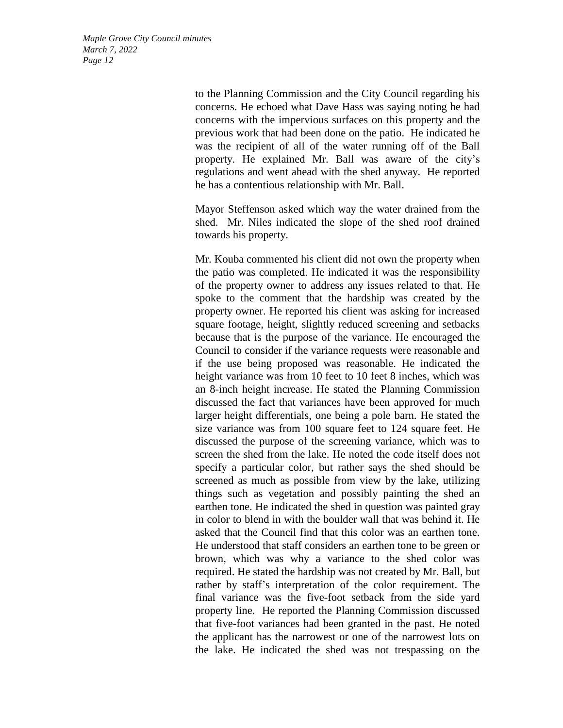to the Planning Commission and the City Council regarding his concerns. He echoed what Dave Hass was saying noting he had concerns with the impervious surfaces on this property and the previous work that had been done on the patio. He indicated he was the recipient of all of the water running off of the Ball property. He explained Mr. Ball was aware of the city's regulations and went ahead with the shed anyway. He reported he has a contentious relationship with Mr. Ball.

Mayor Steffenson asked which way the water drained from the shed. Mr. Niles indicated the slope of the shed roof drained towards his property.

Mr. Kouba commented his client did not own the property when the patio was completed. He indicated it was the responsibility of the property owner to address any issues related to that. He spoke to the comment that the hardship was created by the property owner. He reported his client was asking for increased square footage, height, slightly reduced screening and setbacks because that is the purpose of the variance. He encouraged the Council to consider if the variance requests were reasonable and if the use being proposed was reasonable. He indicated the height variance was from 10 feet to 10 feet 8 inches, which was an 8-inch height increase. He stated the Planning Commission discussed the fact that variances have been approved for much larger height differentials, one being a pole barn. He stated the size variance was from 100 square feet to 124 square feet. He discussed the purpose of the screening variance, which was to screen the shed from the lake. He noted the code itself does not specify a particular color, but rather says the shed should be screened as much as possible from view by the lake, utilizing things such as vegetation and possibly painting the shed an earthen tone. He indicated the shed in question was painted gray in color to blend in with the boulder wall that was behind it. He asked that the Council find that this color was an earthen tone. He understood that staff considers an earthen tone to be green or brown, which was why a variance to the shed color was required. He stated the hardship was not created by Mr. Ball, but rather by staff's interpretation of the color requirement. The final variance was the five-foot setback from the side yard property line. He reported the Planning Commission discussed that five-foot variances had been granted in the past. He noted the applicant has the narrowest or one of the narrowest lots on the lake. He indicated the shed was not trespassing on the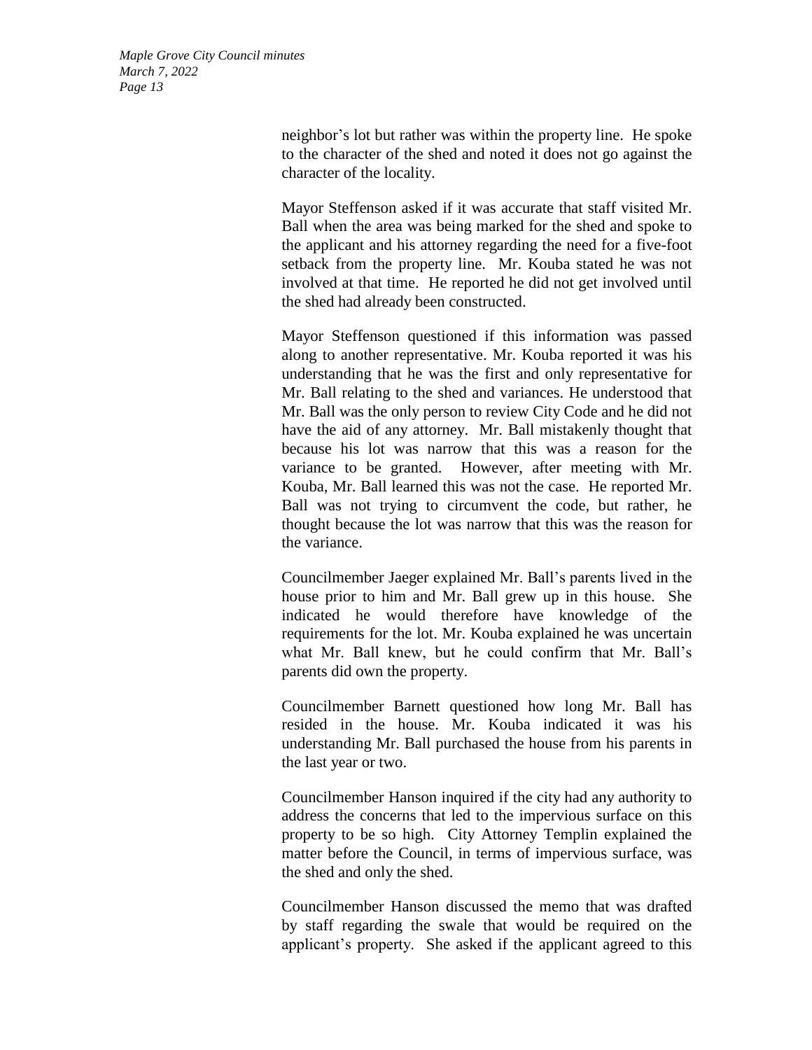neighbor's lot but rather was within the property line. He spoke to the character of the shed and noted it does not go against the character of the locality.

Mayor Steffenson asked if it was accurate that staff visited Mr. Ball when the area was being marked for the shed and spoke to the applicant and his attorney regarding the need for a five-foot setback from the property line. Mr. Kouba stated he was not involved at that time. He reported he did not get involved until the shed had already been constructed.

Mayor Steffenson questioned if this information was passed along to another representative. Mr. Kouba reported it was his understanding that he was the first and only representative for Mr. Ball relating to the shed and variances. He understood that Mr. Ball was the only person to review City Code and he did not have the aid of any attorney. Mr. Ball mistakenly thought that because his lot was narrow that this was a reason for the variance to be granted. However, after meeting with Mr. Kouba, Mr. Ball learned this was not the case. He reported Mr. Ball was not trying to circumvent the code, but rather, he thought because the lot was narrow that this was the reason for the variance.

Councilmember Jaeger explained Mr. Ball's parents lived in the house prior to him and Mr. Ball grew up in this house. She indicated he would therefore have knowledge of the requirements for the lot. Mr. Kouba explained he was uncertain what Mr. Ball knew, but he could confirm that Mr. Ball's parents did own the property.

Councilmember Barnett questioned how long Mr. Ball has resided in the house. Mr. Kouba indicated it was his understanding Mr. Ball purchased the house from his parents in the last year or two.

Councilmember Hanson inquired if the city had any authority to address the concerns that led to the impervious surface on this property to be so high. City Attorney Templin explained the matter before the Council, in terms of impervious surface, was the shed and only the shed.

Councilmember Hanson discussed the memo that was drafted by staff regarding the swale that would be required on the applicant's property. She asked if the applicant agreed to this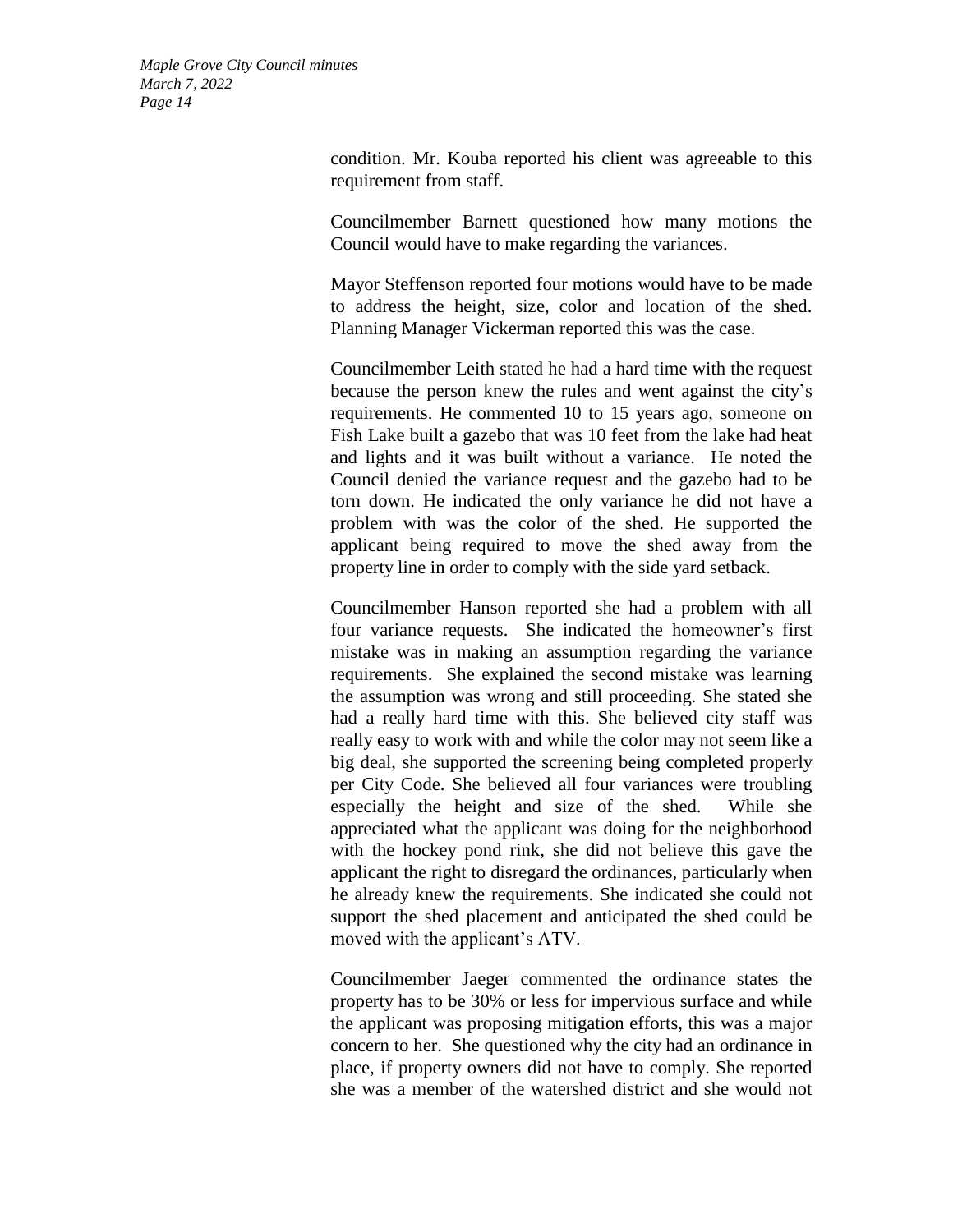condition. Mr. Kouba reported his client was agreeable to this requirement from staff.

Councilmember Barnett questioned how many motions the Council would have to make regarding the variances.

Mayor Steffenson reported four motions would have to be made to address the height, size, color and location of the shed. Planning Manager Vickerman reported this was the case.

Councilmember Leith stated he had a hard time with the request because the person knew the rules and went against the city's requirements. He commented 10 to 15 years ago, someone on Fish Lake built a gazebo that was 10 feet from the lake had heat and lights and it was built without a variance. He noted the Council denied the variance request and the gazebo had to be torn down. He indicated the only variance he did not have a problem with was the color of the shed. He supported the applicant being required to move the shed away from the property line in order to comply with the side yard setback.

Councilmember Hanson reported she had a problem with all four variance requests. She indicated the homeowner's first mistake was in making an assumption regarding the variance requirements. She explained the second mistake was learning the assumption was wrong and still proceeding. She stated she had a really hard time with this. She believed city staff was really easy to work with and while the color may not seem like a big deal, she supported the screening being completed properly per City Code. She believed all four variances were troubling especially the height and size of the shed. While she appreciated what the applicant was doing for the neighborhood with the hockey pond rink, she did not believe this gave the applicant the right to disregard the ordinances, particularly when he already knew the requirements. She indicated she could not support the shed placement and anticipated the shed could be moved with the applicant's ATV.

Councilmember Jaeger commented the ordinance states the property has to be 30% or less for impervious surface and while the applicant was proposing mitigation efforts, this was a major concern to her. She questioned why the city had an ordinance in place, if property owners did not have to comply. She reported she was a member of the watershed district and she would not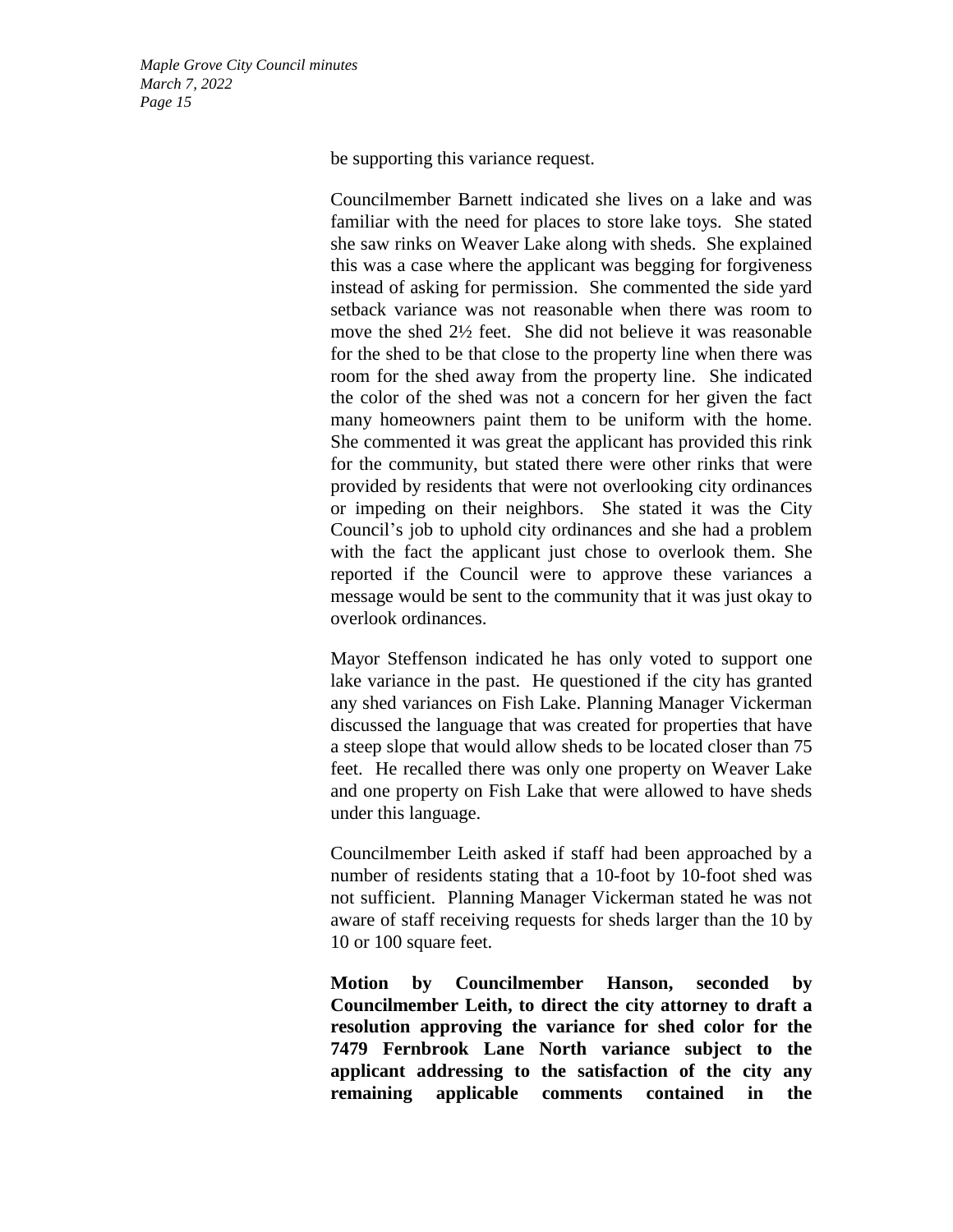be supporting this variance request.

Councilmember Barnett indicated she lives on a lake and was familiar with the need for places to store lake toys. She stated she saw rinks on Weaver Lake along with sheds. She explained this was a case where the applicant was begging for forgiveness instead of asking for permission. She commented the side yard setback variance was not reasonable when there was room to move the shed 2½ feet. She did not believe it was reasonable for the shed to be that close to the property line when there was room for the shed away from the property line. She indicated the color of the shed was not a concern for her given the fact many homeowners paint them to be uniform with the home. She commented it was great the applicant has provided this rink for the community, but stated there were other rinks that were provided by residents that were not overlooking city ordinances or impeding on their neighbors. She stated it was the City Council's job to uphold city ordinances and she had a problem with the fact the applicant just chose to overlook them. She reported if the Council were to approve these variances a message would be sent to the community that it was just okay to overlook ordinances.

Mayor Steffenson indicated he has only voted to support one lake variance in the past. He questioned if the city has granted any shed variances on Fish Lake. Planning Manager Vickerman discussed the language that was created for properties that have a steep slope that would allow sheds to be located closer than 75 feet. He recalled there was only one property on Weaver Lake and one property on Fish Lake that were allowed to have sheds under this language.

Councilmember Leith asked if staff had been approached by a number of residents stating that a 10-foot by 10-foot shed was not sufficient. Planning Manager Vickerman stated he was not aware of staff receiving requests for sheds larger than the 10 by 10 or 100 square feet.

**Motion by Councilmember Hanson, seconded by Councilmember Leith, to direct the city attorney to draft a resolution approving the variance for shed color for the 7479 Fernbrook Lane North variance subject to the applicant addressing to the satisfaction of the city any remaining applicable comments contained in the**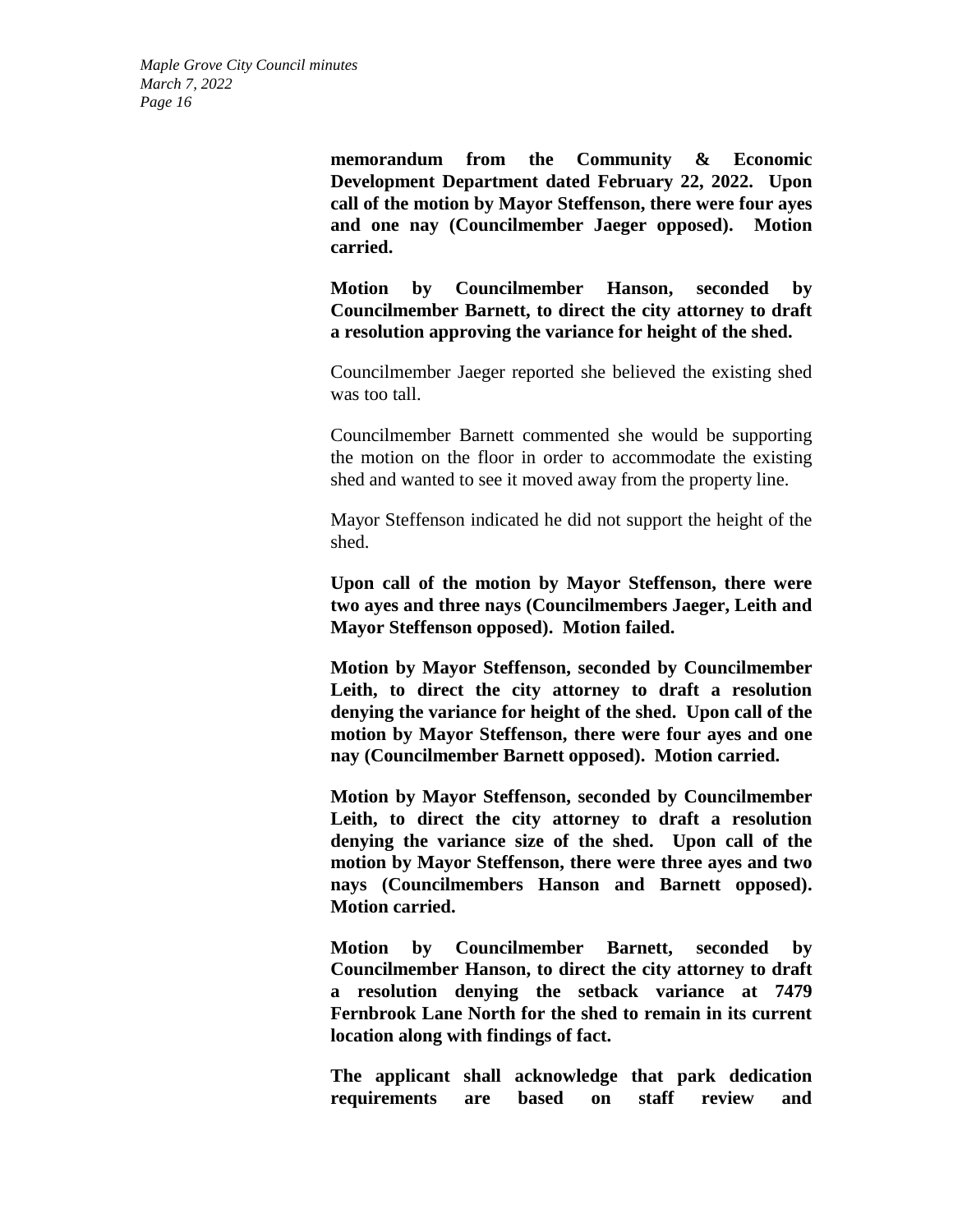**memorandum from the Community & Economic Development Department dated February 22, 2022. Upon call of the motion by Mayor Steffenson, there were four ayes and one nay (Councilmember Jaeger opposed). Motion carried.**

**Motion by Councilmember Hanson, seconded by Councilmember Barnett, to direct the city attorney to draft a resolution approving the variance for height of the shed.**

Councilmember Jaeger reported she believed the existing shed was too tall.

Councilmember Barnett commented she would be supporting the motion on the floor in order to accommodate the existing shed and wanted to see it moved away from the property line.

Mayor Steffenson indicated he did not support the height of the shed.

**Upon call of the motion by Mayor Steffenson, there were two ayes and three nays (Councilmembers Jaeger, Leith and Mayor Steffenson opposed). Motion failed.**

**Motion by Mayor Steffenson, seconded by Councilmember Leith, to direct the city attorney to draft a resolution denying the variance for height of the shed. Upon call of the motion by Mayor Steffenson, there were four ayes and one nay (Councilmember Barnett opposed). Motion carried.**

**Motion by Mayor Steffenson, seconded by Councilmember Leith, to direct the city attorney to draft a resolution denying the variance size of the shed. Upon call of the motion by Mayor Steffenson, there were three ayes and two nays (Councilmembers Hanson and Barnett opposed). Motion carried.**

**Motion by Councilmember Barnett, seconded by Councilmember Hanson, to direct the city attorney to draft a resolution denying the setback variance at 7479 Fernbrook Lane North for the shed to remain in its current location along with findings of fact.**

**The applicant shall acknowledge that park dedication requirements are based on staff review and**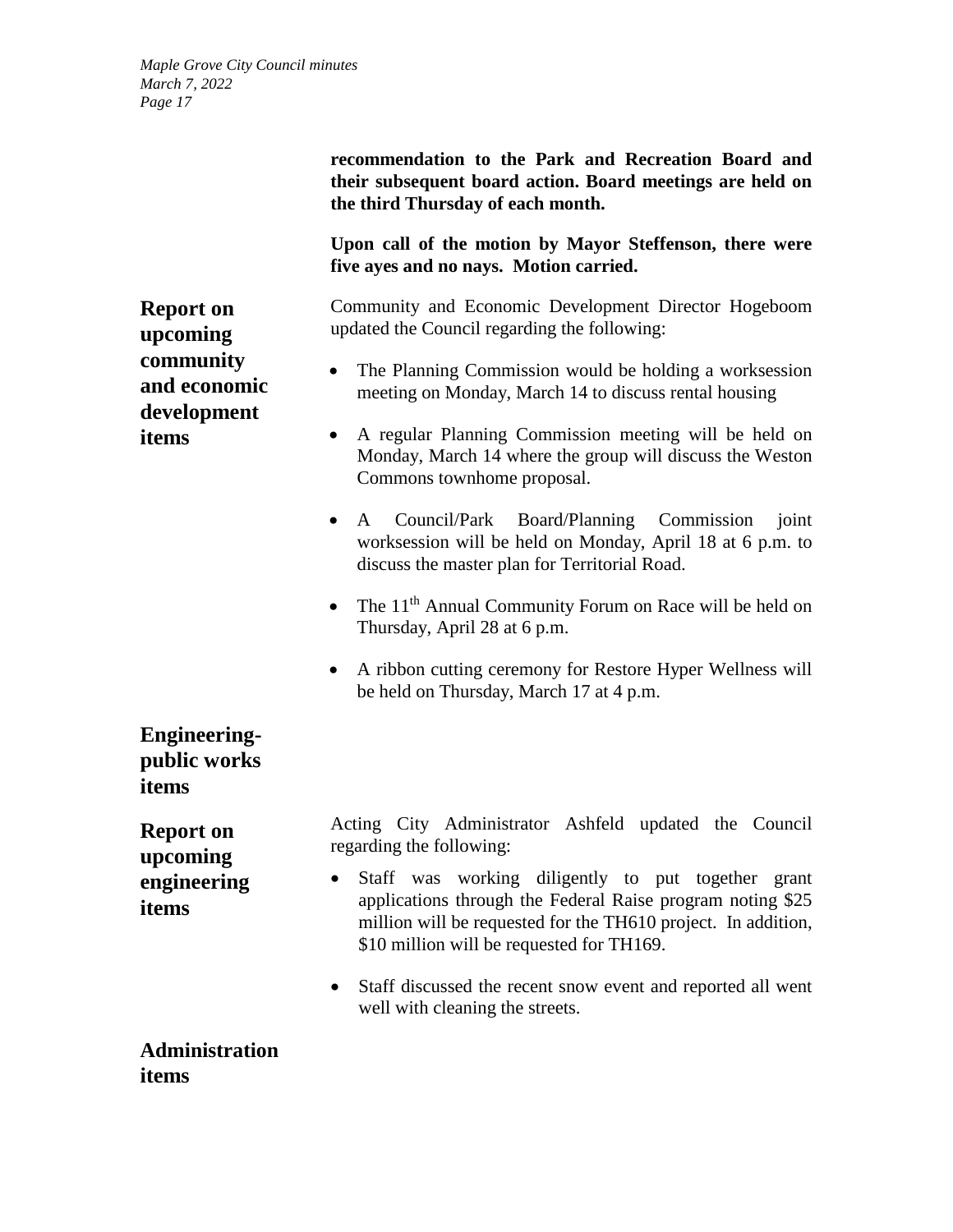**recommendation to the Park and Recreation Board and their subsequent board action. Board meetings are held on the third Thursday of each month.**

**Upon call of the motion by Mayor Steffenson, there were five ayes and no nays. Motion carried.**

## Report on upcoming community and economic development items

Community and Economic Development Director Hogeboom updated the Council regarding the following:

- The Planning Commission would be holding a worksession meeting on Monday, March 14 to discuss rental housing
- A regular Planning Commission meeting will be held on Monday, March 14 where the group will discuss the Weston Commons townhome proposal.
- A Council/Park Board/Planning Commission joint worksession will be held on Monday, April 18 at 6 p.m. to discuss the master plan for Territorial Road.
- The 11th Annual Community Forum on Race will be held on Thursday, April 28 at 6 p.m.
- A ribbon cutting ceremony for Restore Hyper Wellness will be held on Thursday, March 17 at 4 p.m.

## Engineering-public works items

## Report on upcoming engineering items

Acting City Administrator Ashfeld updated the Council regarding the following:

- Staff was working diligently to put together grant applications through the Federal Raise program noting $25 million will be requested for the TH610 project. In addition, $10 million will be requested for TH169.
- Staff discussed the recent snow event and reported all went well with cleaning the streets.

## Administration items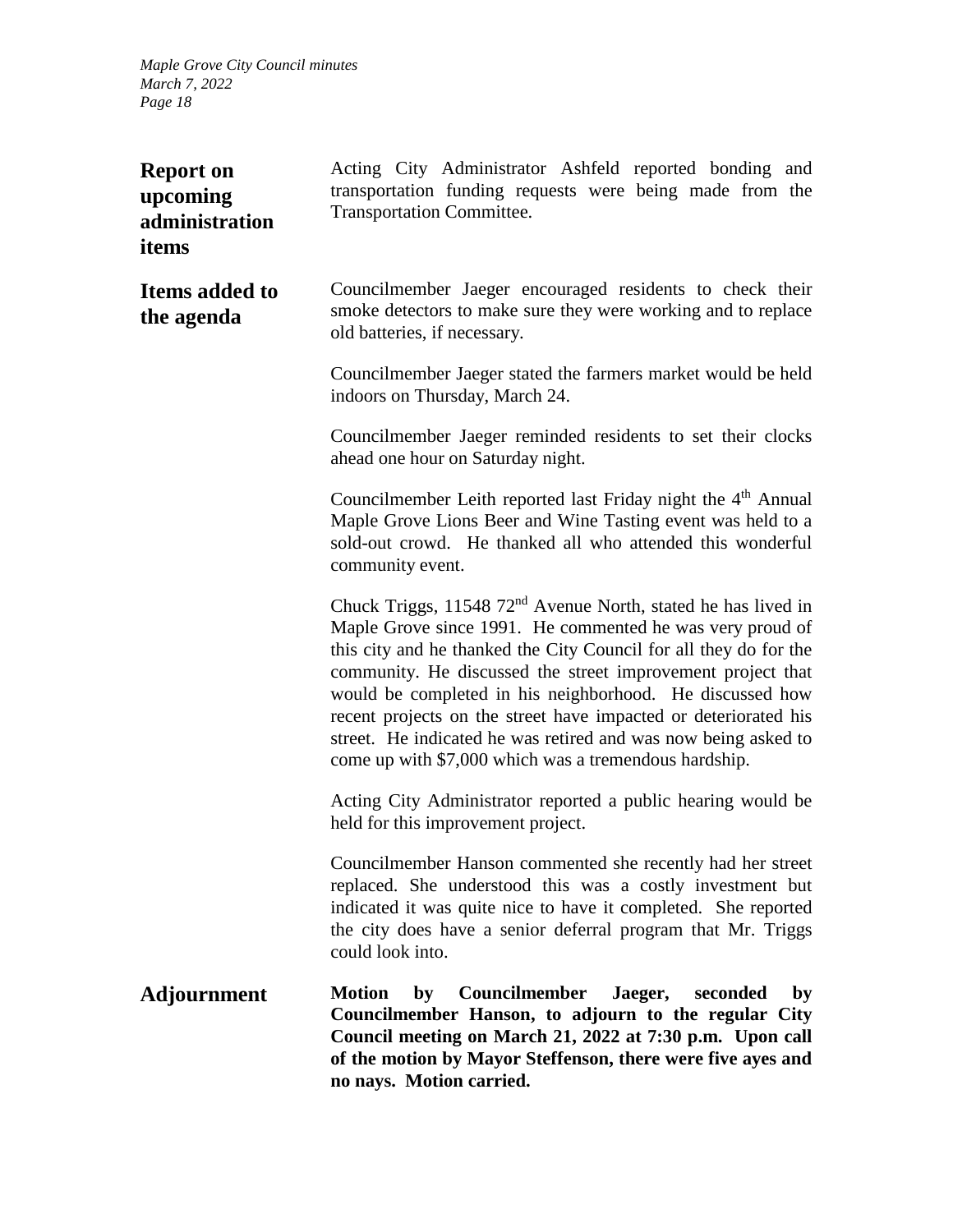## Report on upcoming administration items

Acting City Administrator Ashfeld reported bonding and transportation funding requests were being made from the Transportation Committee.

## Items added to the agenda

Councilmember Jaeger encouraged residents to check their smoke detectors to make sure they were working and to replace old batteries, if necessary.

Councilmember Jaeger stated the farmers market would be held indoors on Thursday, March 24.

Councilmember Jaeger reminded residents to set their clocks ahead one hour on Saturday night.

Councilmember Leith reported last Friday night the 4th Annual Maple Grove Lions Beer and Wine Tasting event was held to a sold-out crowd. He thanked all who attended this wonderful community event.

Chuck Triggs, 11548 72nd Avenue North, stated he has lived in Maple Grove since 1991. He commented he was very proud of this city and he thanked the City Council for all they do for the community. He discussed the street improvement project that would be completed in his neighborhood. He discussed how recent projects on the street have impacted or deteriorated his street. He indicated he was retired and was now being asked to come up with $7,000 which was a tremendous hardship.

Acting City Administrator reported a public hearing would be held for this improvement project.

Councilmember Hanson commented she recently had her street replaced. She understood this was a costly investment but indicated it was quite nice to have it completed. She reported the city does have a senior deferral program that Mr. Triggs could look into.

## Adjournment

**Motion by Councilmember Jaeger, seconded by Councilmember Hanson, to adjourn to the regular City Council meeting on March 21, 2022 at 7:30 p.m. Upon call of the motion by Mayor Steffenson, there were five ayes and no nays. Motion carried.**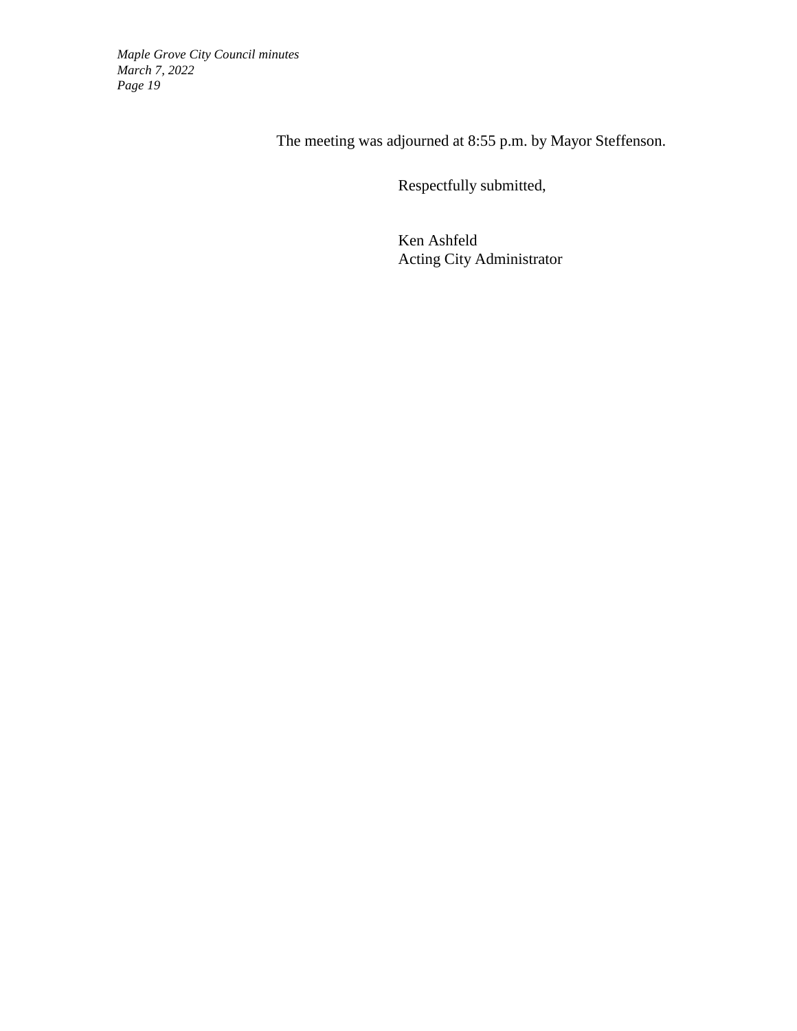The meeting was adjourned at 8:55 p.m. by Mayor Steffenson.

Respectfully submitted,

Ken Ashfeld
Acting City Administrator